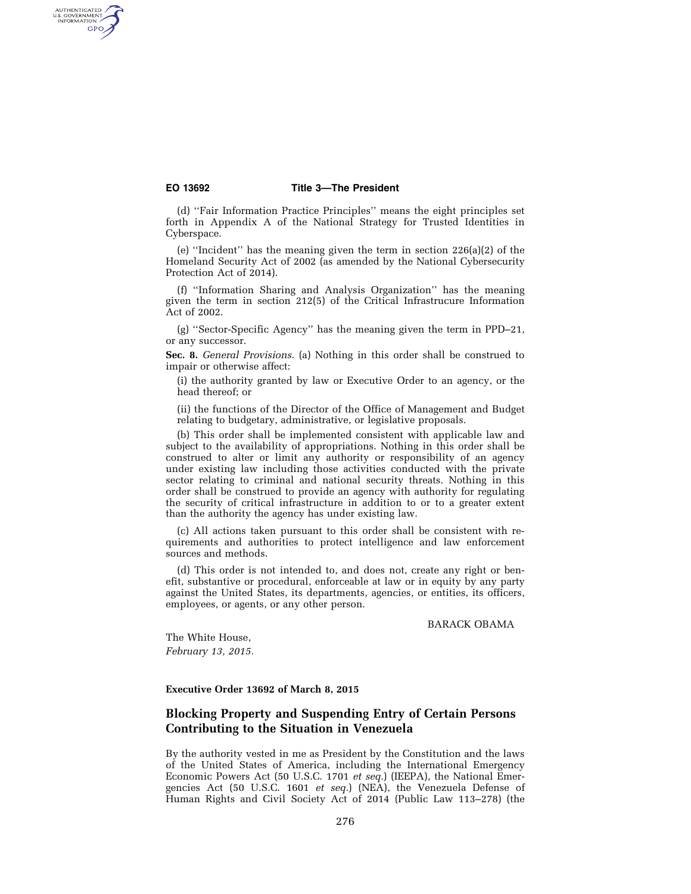(d) ''Fair Information Practice Principles'' means the eight principles set forth in Appendix A of the National Strategy for Trusted Identities in Cyberspace.

(e) ''Incident'' has the meaning given the term in section 226(a)(2) of the Homeland Security Act of 2002 (as amended by the National Cybersecurity Protection Act of 2014).

(f) ''Information Sharing and Analysis Organization'' has the meaning given the term in section 212(5) of the Critical Infrastrucure Information Act of 2002.

(g) ''Sector-Specific Agency'' has the meaning given the term in PPD–21, or any successor.

**Sec. 8.** *General Provisions.* (a) Nothing in this order shall be construed to impair or otherwise affect:

(i) the authority granted by law or Executive Order to an agency, or the head thereof; or

(ii) the functions of the Director of the Office of Management and Budget relating to budgetary, administrative, or legislative proposals.

(b) This order shall be implemented consistent with applicable law and subject to the availability of appropriations. Nothing in this order shall be construed to alter or limit any authority or responsibility of an agency under existing law including those activities conducted with the private sector relating to criminal and national security threats. Nothing in this order shall be construed to provide an agency with authority for regulating the security of critical infrastructure in addition to or to a greater extent than the authority the agency has under existing law.

(c) All actions taken pursuant to this order shall be consistent with requirements and authorities to protect intelligence and law enforcement sources and methods.

(d) This order is not intended to, and does not, create any right or benefit, substantive or procedural, enforceable at law or in equity by any party against the United States, its departments, agencies, or entities, its officers, employees, or agents, or any other person.

BARACK OBAMA

The White House,
*February 13, 2015.*

**Executive Order 13692 of March 8, 2015**

## Blocking Property and Suspending Entry of Certain Persons Contributing to the Situation in Venezuela

By the authority vested in me as President by the Constitution and the laws of the United States of America, including the International Emergency Economic Powers Act (50 U.S.C. 1701 *et seq.*) (IEEPA), the National Emergencies Act (50 U.S.C. 1601 *et seq.*) (NEA), the Venezuela Defense of Human Rights and Civil Society Act of 2014 (Public Law 113–278) (the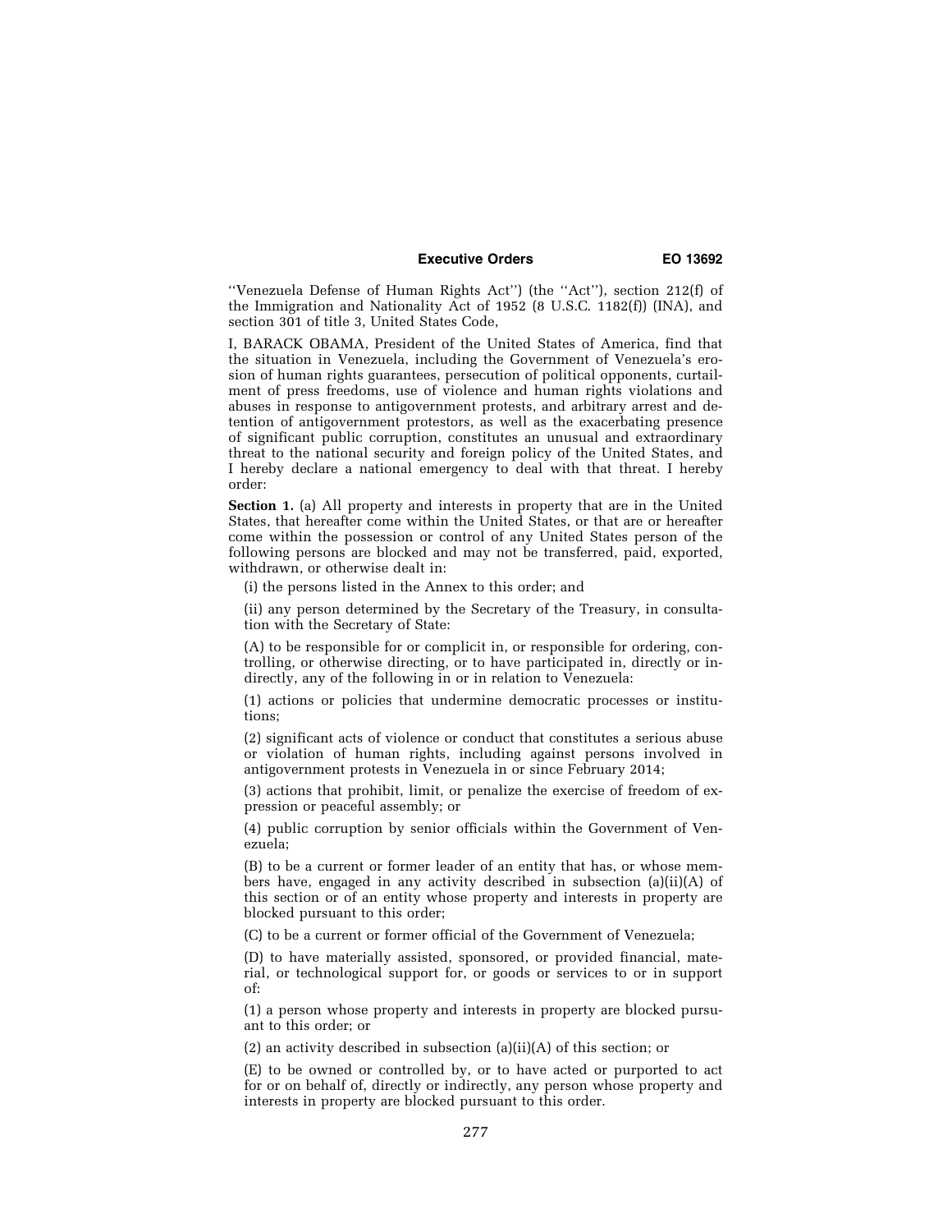''Venezuela Defense of Human Rights Act'') (the ''Act''), section 212(f) of the Immigration and Nationality Act of 1952 (8 U.S.C. 1182(f)) (INA), and section 301 of title 3, United States Code,

I, BARACK OBAMA, President of the United States of America, find that the situation in Venezuela, including the Government of Venezuela's erosion of human rights guarantees, persecution of political opponents, curtailment of press freedoms, use of violence and human rights violations and abuses in response to antigovernment protests, and arbitrary arrest and detention of antigovernment protestors, as well as the exacerbating presence of significant public corruption, constitutes an unusual and extraordinary threat to the national security and foreign policy of the United States, and I hereby declare a national emergency to deal with that threat. I hereby order:

**Section 1.** (a) All property and interests in property that are in the United States, that hereafter come within the United States, or that are or hereafter come within the possession or control of any United States person of the following persons are blocked and may not be transferred, paid, exported, withdrawn, or otherwise dealt in:

(i) the persons listed in the Annex to this order; and

(ii) any person determined by the Secretary of the Treasury, in consultation with the Secretary of State:

(A) to be responsible for or complicit in, or responsible for ordering, controlling, or otherwise directing, or to have participated in, directly or indirectly, any of the following in or in relation to Venezuela:

(1) actions or policies that undermine democratic processes or institutions;

(2) significant acts of violence or conduct that constitutes a serious abuse or violation of human rights, including against persons involved in antigovernment protests in Venezuela in or since February 2014;

(3) actions that prohibit, limit, or penalize the exercise of freedom of expression or peaceful assembly; or

(4) public corruption by senior officials within the Government of Venezuela;

(B) to be a current or former leader of an entity that has, or whose members have, engaged in any activity described in subsection (a)(ii)(A) of this section or of an entity whose property and interests in property are blocked pursuant to this order;

(C) to be a current or former official of the Government of Venezuela;

(D) to have materially assisted, sponsored, or provided financial, material, or technological support for, or goods or services to or in support of:

(1) a person whose property and interests in property are blocked pursuant to this order; or

(2) an activity described in subsection (a)(ii)(A) of this section; or

(E) to be owned or controlled by, or to have acted or purported to act for or on behalf of, directly or indirectly, any person whose property and interests in property are blocked pursuant to this order.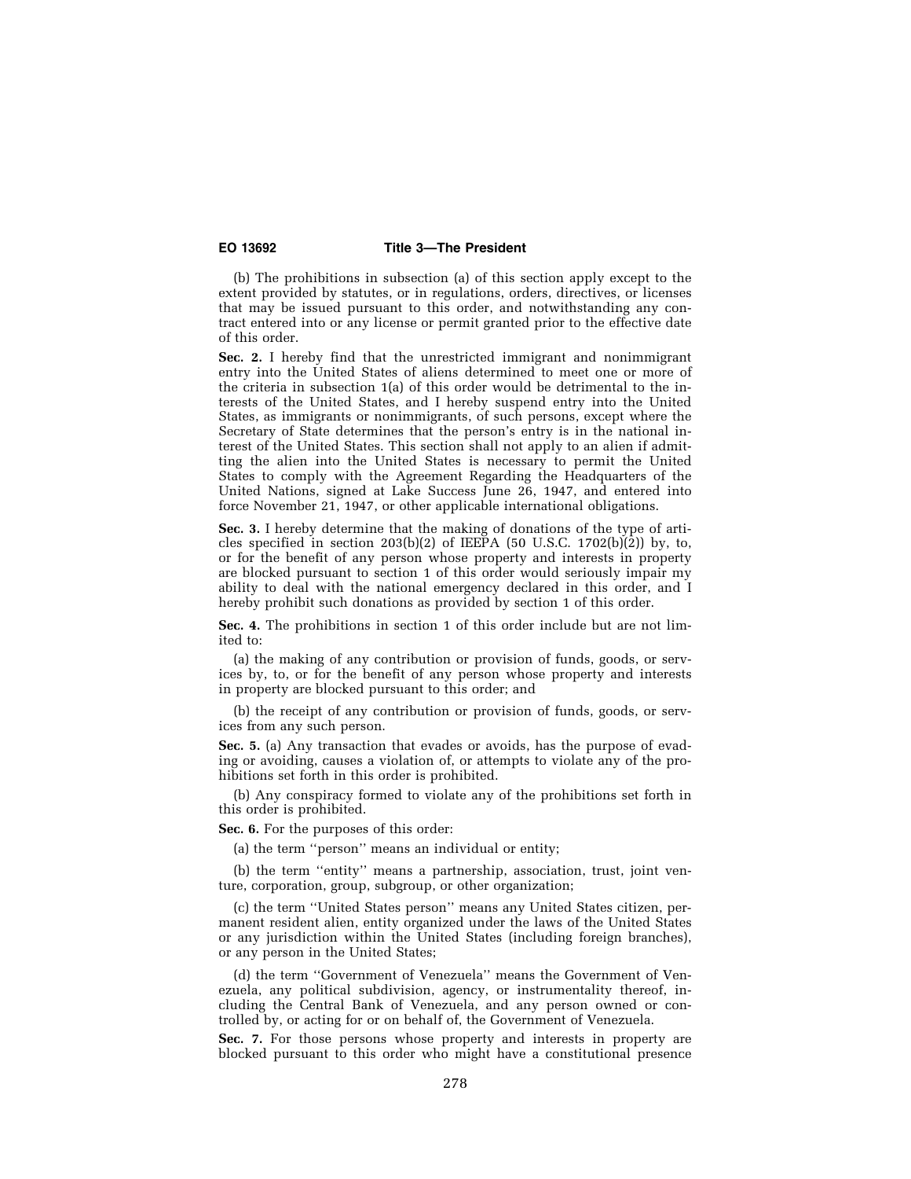(b) The prohibitions in subsection (a) of this section apply except to the extent provided by statutes, or in regulations, orders, directives, or licenses that may be issued pursuant to this order, and notwithstanding any contract entered into or any license or permit granted prior to the effective date of this order.

**Sec. 2.** I hereby find that the unrestricted immigrant and nonimmigrant entry into the United States of aliens determined to meet one or more of the criteria in subsection 1(a) of this order would be detrimental to the interests of the United States, and I hereby suspend entry into the United States, as immigrants or nonimmigrants, of such persons, except where the Secretary of State determines that the person's entry is in the national interest of the United States. This section shall not apply to an alien if admitting the alien into the United States is necessary to permit the United States to comply with the Agreement Regarding the Headquarters of the United Nations, signed at Lake Success June 26, 1947, and entered into force November 21, 1947, or other applicable international obligations.

**Sec. 3.** I hereby determine that the making of donations of the type of articles specified in section 203(b)(2) of IEEPA (50 U.S.C. 1702(b)(2)) by, to, or for the benefit of any person whose property and interests in property are blocked pursuant to section 1 of this order would seriously impair my ability to deal with the national emergency declared in this order, and I hereby prohibit such donations as provided by section 1 of this order.

**Sec. 4.** The prohibitions in section 1 of this order include but are not limited to:

(a) the making of any contribution or provision of funds, goods, or services by, to, or for the benefit of any person whose property and interests in property are blocked pursuant to this order; and

(b) the receipt of any contribution or provision of funds, goods, or services from any such person.

**Sec. 5.** (a) Any transaction that evades or avoids, has the purpose of evading or avoiding, causes a violation of, or attempts to violate any of the prohibitions set forth in this order is prohibited.

(b) Any conspiracy formed to violate any of the prohibitions set forth in this order is prohibited.

**Sec. 6.** For the purposes of this order:

(a) the term ''person'' means an individual or entity;

(b) the term ''entity'' means a partnership, association, trust, joint venture, corporation, group, subgroup, or other organization;

(c) the term ''United States person'' means any United States citizen, permanent resident alien, entity organized under the laws of the United States or any jurisdiction within the United States (including foreign branches), or any person in the United States;

(d) the term ''Government of Venezuela'' means the Government of Venezuela, any political subdivision, agency, or instrumentality thereof, including the Central Bank of Venezuela, and any person owned or controlled by, or acting for or on behalf of, the Government of Venezuela.

**Sec. 7.** For those persons whose property and interests in property are blocked pursuant to this order who might have a constitutional presence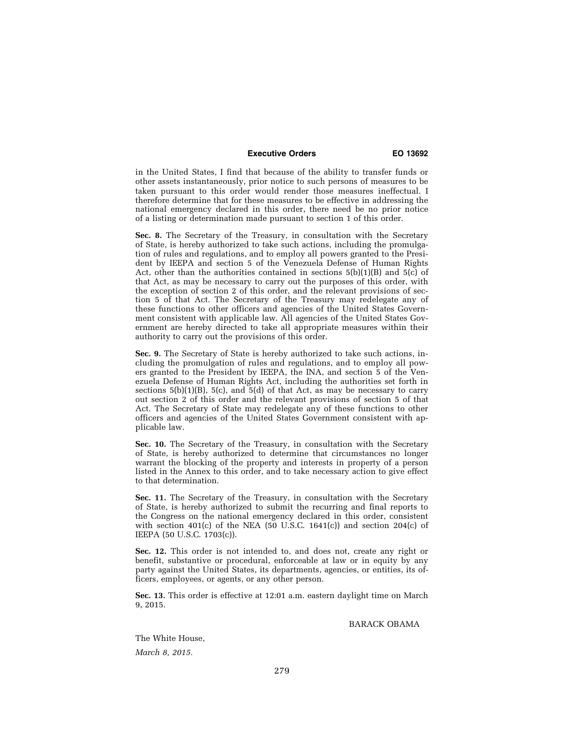in the United States, I find that because of the ability to transfer funds or other assets instantaneously, prior notice to such persons of measures to be taken pursuant to this order would render those measures ineffectual. I therefore determine that for these measures to be effective in addressing the national emergency declared in this order, there need be no prior notice of a listing or determination made pursuant to section 1 of this order.

**Sec. 8.** The Secretary of the Treasury, in consultation with the Secretary of State, is hereby authorized to take such actions, including the promulgation of rules and regulations, and to employ all powers granted to the President by IEEPA and section 5 of the Venezuela Defense of Human Rights Act, other than the authorities contained in sections 5(b)(1)(B) and 5(c) of that Act, as may be necessary to carry out the purposes of this order, with the exception of section 2 of this order, and the relevant provisions of section 5 of that Act. The Secretary of the Treasury may redelegate any of these functions to other officers and agencies of the United States Government consistent with applicable law. All agencies of the United States Government are hereby directed to take all appropriate measures within their authority to carry out the provisions of this order.

**Sec. 9.** The Secretary of State is hereby authorized to take such actions, including the promulgation of rules and regulations, and to employ all powers granted to the President by IEEPA, the INA, and section 5 of the Venezuela Defense of Human Rights Act, including the authorities set forth in sections 5(b)(1)(B), 5(c), and 5(d) of that Act, as may be necessary to carry out section 2 of this order and the relevant provisions of section 5 of that Act. The Secretary of State may redelegate any of these functions to other officers and agencies of the United States Government consistent with applicable law.

**Sec. 10.** The Secretary of the Treasury, in consultation with the Secretary of State, is hereby authorized to determine that circumstances no longer warrant the blocking of the property and interests in property of a person listed in the Annex to this order, and to take necessary action to give effect to that determination.

**Sec. 11.** The Secretary of the Treasury, in consultation with the Secretary of State, is hereby authorized to submit the recurring and final reports to the Congress on the national emergency declared in this order, consistent with section 401(c) of the NEA (50 U.S.C. 1641(c)) and section 204(c) of IEEPA (50 U.S.C. 1703(c)).

**Sec. 12.** This order is not intended to, and does not, create any right or benefit, substantive or procedural, enforceable at law or in equity by any party against the United States, its departments, agencies, or entities, its officers, employees, or agents, or any other person.

**Sec. 13.** This order is effective at 12:01 a.m. eastern daylight time on March 9, 2015.

BARACK OBAMA

The White House,

*March 8, 2015.*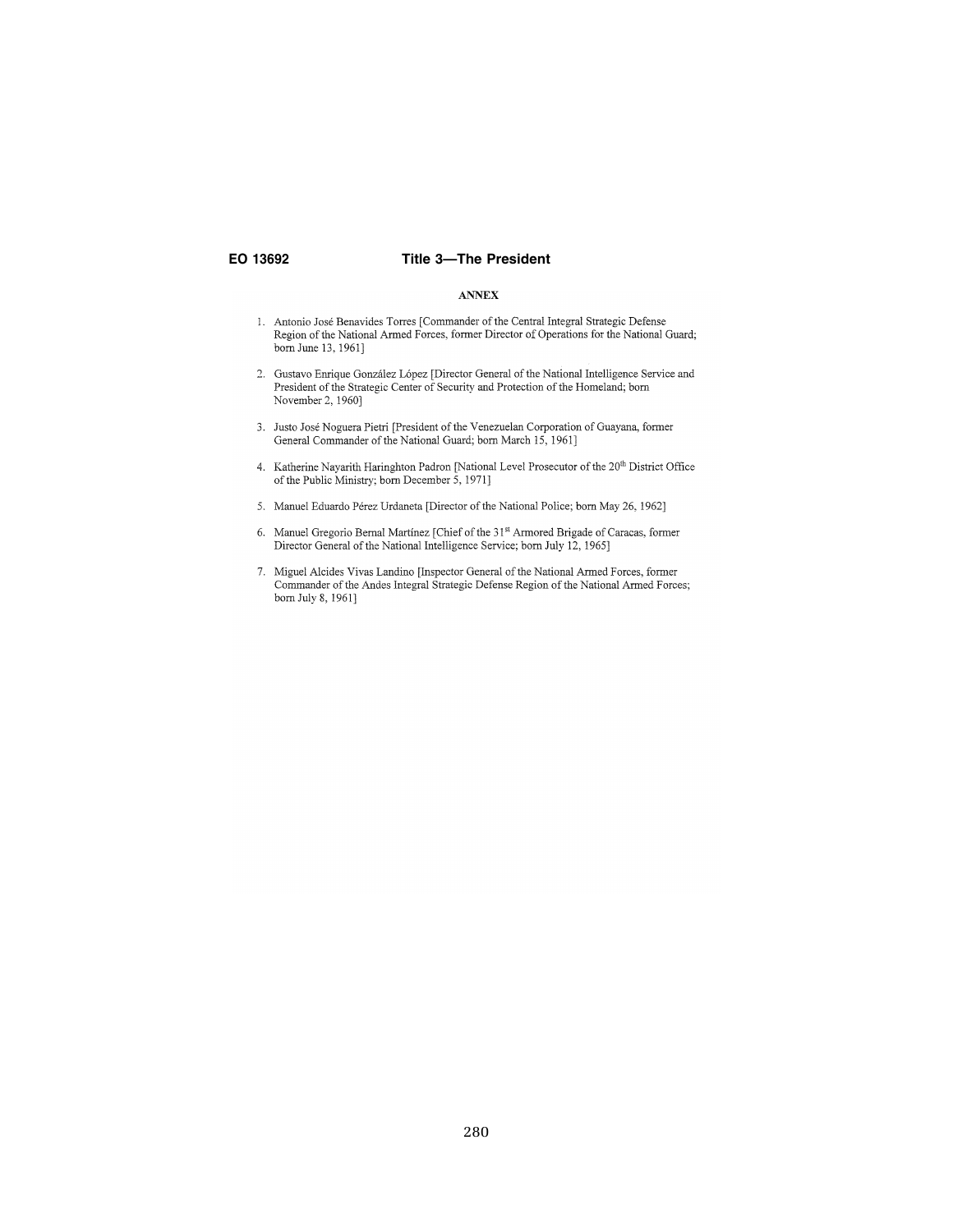## ANNEX

1. Antonio José Benavides Torres [Commander of the Central Integral Strategic Defense Region of the National Armed Forces, former Director of Operations for the National Guard; born June 13, 1961]

2. Gustavo Enrique González López [Director General of the National Intelligence Service and President of the Strategic Center of Security and Protection of the Homeland; born November 2, 1960]

3. Justo José Noguera Pietri [President of the Venezuelan Corporation of Guayana, former General Commander of the National Guard; born March 15, 1961]

4. Katherine Nayarith Haringhton Padron [National Level Prosecutor of the 20th District Office of the Public Ministry; born December 5, 1971]

5. Manuel Eduardo Pérez Urdaneta [Director of the National Police; born May 26, 1962]

6. Manuel Gregorio Bernal Martínez [Chief of the 31st Armored Brigade of Caracas, former Director General of the National Intelligence Service; born July 12, 1965]

7. Miguel Alcides Vivas Landino [Inspector General of the National Armed Forces, former Commander of the Andes Integral Strategic Defense Region of the National Armed Forces; born July 8, 1961]